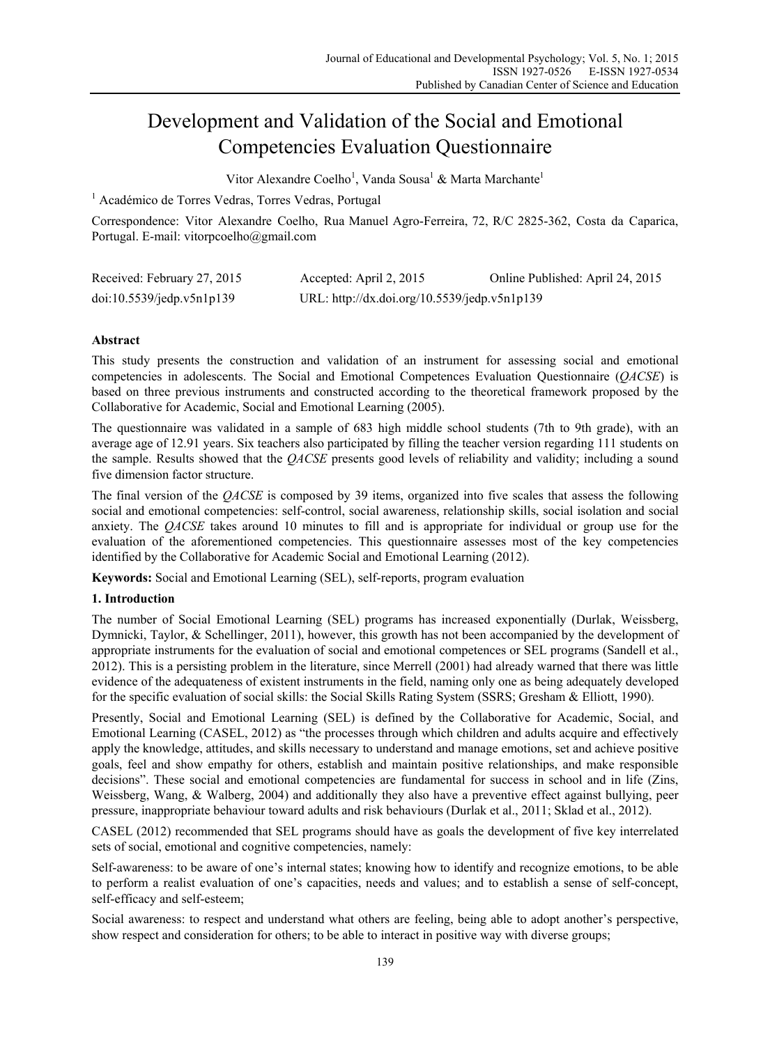# Development and Validation of the Social and Emotional Competencies Evaluation Questionnaire

Vitor Alexandre Coelho[1], Vanda Sousa[1] & Marta Marchante[1]

[1] Académico de Torres Vedras, Torres Vedras, Portugal

Correspondence: Vitor Alexandre Coelho, Rua Manuel Agro-Ferreira, 72, R/C 2825-362, Costa da Caparica, Portugal. E-mail: vitorpcoelho@gmail.com

Received: February 27, 2015    Accepted: April 2, 2015    Online Published: April 24, 2015

doi:10.5539/jedp.v5n1p139    URL: http://dx.doi.org/10.5539/jedp.v5n1p139

## Abstract

This study presents the construction and validation of an instrument for assessing social and emotional competencies in adolescents. The Social and Emotional Competences Evaluation Questionnaire (*QACSE*) is based on three previous instruments and constructed according to the theoretical framework proposed by the Collaborative for Academic, Social and Emotional Learning (2005).

The questionnaire was validated in a sample of 683 high middle school students (7th to 9th grade), with an average age of 12.91 years. Six teachers also participated by filling the teacher version regarding 111 students on the sample. Results showed that the *QACSE* presents good levels of reliability and validity; including a sound five dimension factor structure.

The final version of the *QACSE* is composed by 39 items, organized into five scales that assess the following social and emotional competencies: self-control, social awareness, relationship skills, social isolation and social anxiety. The *QACSE* takes around 10 minutes to fill and is appropriate for individual or group use for the evaluation of the aforementioned competencies. This questionnaire assesses most of the key competencies identified by the Collaborative for Academic Social and Emotional Learning (2012).

**Keywords:** Social and Emotional Learning (SEL), self-reports, program evaluation

## 1. Introduction

The number of Social Emotional Learning (SEL) programs has increased exponentially (Durlak, Weissberg, Dymnicki, Taylor, & Schellinger, 2011), however, this growth has not been accompanied by the development of appropriate instruments for the evaluation of social and emotional competences or SEL programs (Sandell et al., 2012). This is a persisting problem in the literature, since Merrell (2001) had already warned that there was little evidence of the adequateness of existent instruments in the field, naming only one as being adequately developed for the specific evaluation of social skills: the Social Skills Rating System (SSRS; Gresham & Elliott, 1990).

Presently, Social and Emotional Learning (SEL) is defined by the Collaborative for Academic, Social, and Emotional Learning (CASEL, 2012) as "the processes through which children and adults acquire and effectively apply the knowledge, attitudes, and skills necessary to understand and manage emotions, set and achieve positive goals, feel and show empathy for others, establish and maintain positive relationships, and make responsible decisions". These social and emotional competencies are fundamental for success in school and in life (Zins, Weissberg, Wang, & Walberg, 2004) and additionally they also have a preventive effect against bullying, peer pressure, inappropriate behaviour toward adults and risk behaviours (Durlak et al., 2011; Sklad et al., 2012).

CASEL (2012) recommended that SEL programs should have as goals the development of five key interrelated sets of social, emotional and cognitive competencies, namely:

Self-awareness: to be aware of one's internal states; knowing how to identify and recognize emotions, to be able to perform a realist evaluation of one's capacities, needs and values; and to establish a sense of self-concept, self-efficacy and self-esteem;

Social awareness: to respect and understand what others are feeling, being able to adopt another's perspective, show respect and consideration for others; to be able to interact in positive way with diverse groups;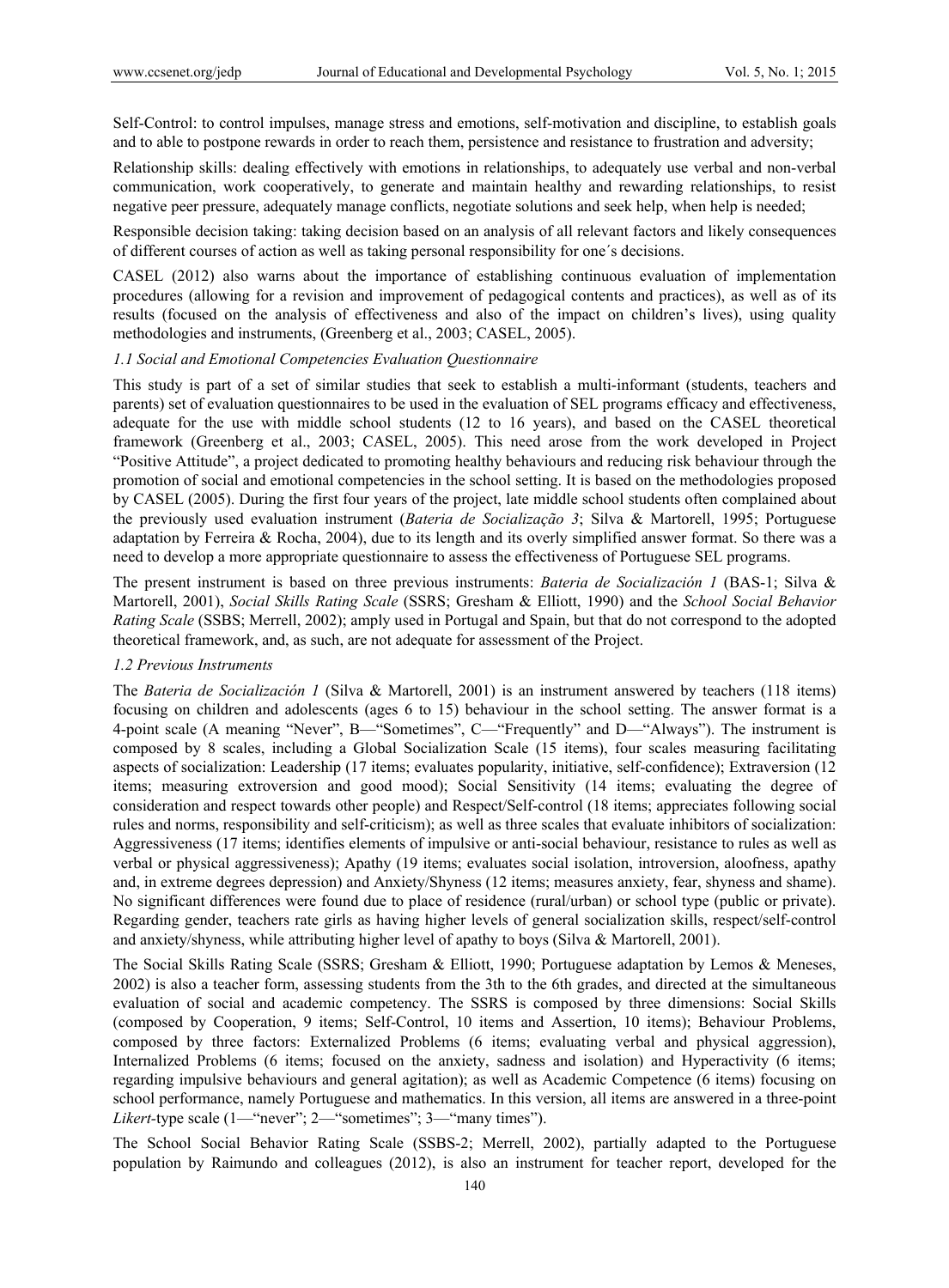Self-Control: to control impulses, manage stress and emotions, self-motivation and discipline, to establish goals and to able to postpone rewards in order to reach them, persistence and resistance to frustration and adversity;

Relationship skills: dealing effectively with emotions in relationships, to adequately use verbal and non-verbal communication, work cooperatively, to generate and maintain healthy and rewarding relationships, to resist negative peer pressure, adequately manage conflicts, negotiate solutions and seek help, when help is needed;

Responsible decision taking: taking decision based on an analysis of all relevant factors and likely consequences of different courses of action as well as taking personal responsibility for one´s decisions.

CASEL (2012) also warns about the importance of establishing continuous evaluation of implementation procedures (allowing for a revision and improvement of pedagogical contents and practices), as well as of its results (focused on the analysis of effectiveness and also of the impact on children's lives), using quality methodologies and instruments, (Greenberg et al., 2003; CASEL, 2005).

### *1.1 Social and Emotional Competencies Evaluation Questionnaire*

This study is part of a set of similar studies that seek to establish a multi-informant (students, teachers and parents) set of evaluation questionnaires to be used in the evaluation of SEL programs efficacy and effectiveness, adequate for the use with middle school students (12 to 16 years), and based on the CASEL theoretical framework (Greenberg et al., 2003; CASEL, 2005). This need arose from the work developed in Project "Positive Attitude", a project dedicated to promoting healthy behaviours and reducing risk behaviour through the promotion of social and emotional competencies in the school setting. It is based on the methodologies proposed by CASEL (2005). During the first four years of the project, late middle school students often complained about the previously used evaluation instrument (*Bateria de Socialização 3*; Silva & Martorell, 1995; Portuguese adaptation by Ferreira & Rocha, 2004), due to its length and its overly simplified answer format. So there was a need to develop a more appropriate questionnaire to assess the effectiveness of Portuguese SEL programs.

The present instrument is based on three previous instruments: *Bateria de Socialización 1* (BAS-1; Silva & Martorell, 2001), *Social Skills Rating Scale* (SSRS; Gresham & Elliott, 1990) and the *School Social Behavior Rating Scale* (SSBS; Merrell, 2002); amply used in Portugal and Spain, but that do not correspond to the adopted theoretical framework, and, as such, are not adequate for assessment of the Project.

### *1.2 Previous Instruments*

The *Bateria de Socialización 1* (Silva & Martorell, 2001) is an instrument answered by teachers (118 items) focusing on children and adolescents (ages 6 to 15) behaviour in the school setting. The answer format is a 4-point scale (A meaning "Never", B—"Sometimes", C—"Frequently" and D—"Always"). The instrument is composed by 8 scales, including a Global Socialization Scale (15 items), four scales measuring facilitating aspects of socialization: Leadership (17 items; evaluates popularity, initiative, self-confidence); Extraversion (12 items; measuring extroversion and good mood); Social Sensitivity (14 items; evaluating the degree of consideration and respect towards other people) and Respect/Self-control (18 items; appreciates following social rules and norms, responsibility and self-criticism); as well as three scales that evaluate inhibitors of socialization: Aggressiveness (17 items; identifies elements of impulsive or anti-social behaviour, resistance to rules as well as verbal or physical aggressiveness); Apathy (19 items; evaluates social isolation, introversion, aloofness, apathy and, in extreme degrees depression) and Anxiety/Shyness (12 items; measures anxiety, fear, shyness and shame). No significant differences were found due to place of residence (rural/urban) or school type (public or private). Regarding gender, teachers rate girls as having higher levels of general socialization skills, respect/self-control and anxiety/shyness, while attributing higher level of apathy to boys (Silva & Martorell, 2001).

The Social Skills Rating Scale (SSRS; Gresham & Elliott, 1990; Portuguese adaptation by Lemos & Meneses, 2002) is also a teacher form, assessing students from the 3th to the 6th grades, and directed at the simultaneous evaluation of social and academic competency. The SSRS is composed by three dimensions: Social Skills (composed by Cooperation, 9 items; Self-Control, 10 items and Assertion, 10 items); Behaviour Problems, composed by three factors: Externalized Problems (6 items; evaluating verbal and physical aggression), Internalized Problems (6 items; focused on the anxiety, sadness and isolation) and Hyperactivity (6 items; regarding impulsive behaviours and general agitation); as well as Academic Competence (6 items) focusing on school performance, namely Portuguese and mathematics. In this version, all items are answered in a three-point *Likert*-type scale (1—"never"; 2—"sometimes"; 3—"many times").

The School Social Behavior Rating Scale (SSBS-2; Merrell, 2002), partially adapted to the Portuguese population by Raimundo and colleagues (2012), is also an instrument for teacher report, developed for the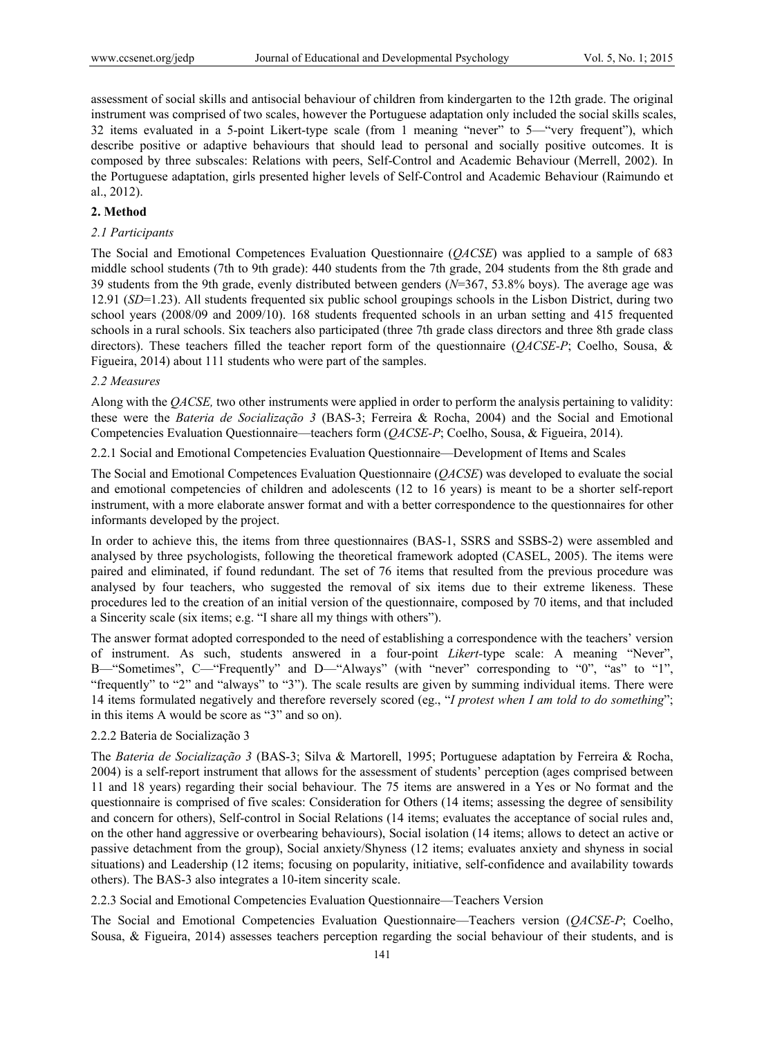assessment of social skills and antisocial behaviour of children from kindergarten to the 12th grade. The original instrument was comprised of two scales, however the Portuguese adaptation only included the social skills scales, 32 items evaluated in a 5-point Likert-type scale (from 1 meaning "never" to 5—"very frequent"), which describe positive or adaptive behaviours that should lead to personal and socially positive outcomes. It is composed by three subscales: Relations with peers, Self-Control and Academic Behaviour (Merrell, 2002). In the Portuguese adaptation, girls presented higher levels of Self-Control and Academic Behaviour (Raimundo et al., 2012).

## 2. Method

### 2.1 Participants

The Social and Emotional Competences Evaluation Questionnaire (*QACSE*) was applied to a sample of 683 middle school students (7th to 9th grade): 440 students from the 7th grade, 204 students from the 8th grade and 39 students from the 9th grade, evenly distributed between genders (*N*=367, 53.8% boys). The average age was 12.91 (*SD*=1.23). All students frequented six public school groupings schools in the Lisbon District, during two school years (2008/09 and 2009/10). 168 students frequented schools in an urban setting and 415 frequented schools in a rural schools. Six teachers also participated (three 7th grade class directors and three 8th grade class directors). These teachers filled the teacher report form of the questionnaire (*QACSE-P*; Coelho, Sousa, & Figueira, 2014) about 111 students who were part of the samples.

### 2.2 Measures

Along with the *QACSE,* two other instruments were applied in order to perform the analysis pertaining to validity: these were the *Bateria de Socialização 3* (BAS-3; Ferreira & Rocha, 2004) and the Social and Emotional Competencies Evaluation Questionnaire—teachers form (*QACSE-P*; Coelho, Sousa, & Figueira, 2014).

#### 2.2.1 Social and Emotional Competencies Evaluation Questionnaire—Development of Items and Scales

The Social and Emotional Competences Evaluation Questionnaire (*QACSE*) was developed to evaluate the social and emotional competencies of children and adolescents (12 to 16 years) is meant to be a shorter self-report instrument, with a more elaborate answer format and with a better correspondence to the questionnaires for other informants developed by the project.

In order to achieve this, the items from three questionnaires (BAS-1, SSRS and SSBS-2) were assembled and analysed by three psychologists, following the theoretical framework adopted (CASEL, 2005). The items were paired and eliminated, if found redundant. The set of 76 items that resulted from the previous procedure was analysed by four teachers, who suggested the removal of six items due to their extreme likeness. These procedures led to the creation of an initial version of the questionnaire, composed by 70 items, and that included a Sincerity scale (six items; e.g. "I share all my things with others").

The answer format adopted corresponded to the need of establishing a correspondence with the teachers' version of instrument. As such, students answered in a four-point *Likert*-type scale: A meaning "Never", B—"Sometimes", C—"Frequently" and D—"Always" (with "never" corresponding to "0", "as" to "1", "frequently" to "2" and "always" to "3"). The scale results are given by summing individual items. There were 14 items formulated negatively and therefore reversely scored (eg., "*I protest when I am told to do something*"; in this items A would be score as "3" and so on).

#### 2.2.2 Bateria de Socialização 3

The *Bateria de Socialização 3* (BAS-3; Silva & Martorell, 1995; Portuguese adaptation by Ferreira & Rocha, 2004) is a self-report instrument that allows for the assessment of students' perception (ages comprised between 11 and 18 years) regarding their social behaviour. The 75 items are answered in a Yes or No format and the questionnaire is comprised of five scales: Consideration for Others (14 items; assessing the degree of sensibility and concern for others), Self-control in Social Relations (14 items; evaluates the acceptance of social rules and, on the other hand aggressive or overbearing behaviours), Social isolation (14 items; allows to detect an active or passive detachment from the group), Social anxiety/Shyness (12 items; evaluates anxiety and shyness in social situations) and Leadership (12 items; focusing on popularity, initiative, self-confidence and availability towards others). The BAS-3 also integrates a 10-item sincerity scale.

#### 2.2.3 Social and Emotional Competencies Evaluation Questionnaire—Teachers Version

The Social and Emotional Competencies Evaluation Questionnaire—Teachers version (*QACSE-P*; Coelho, Sousa, & Figueira, 2014) assesses teachers perception regarding the social behaviour of their students, and is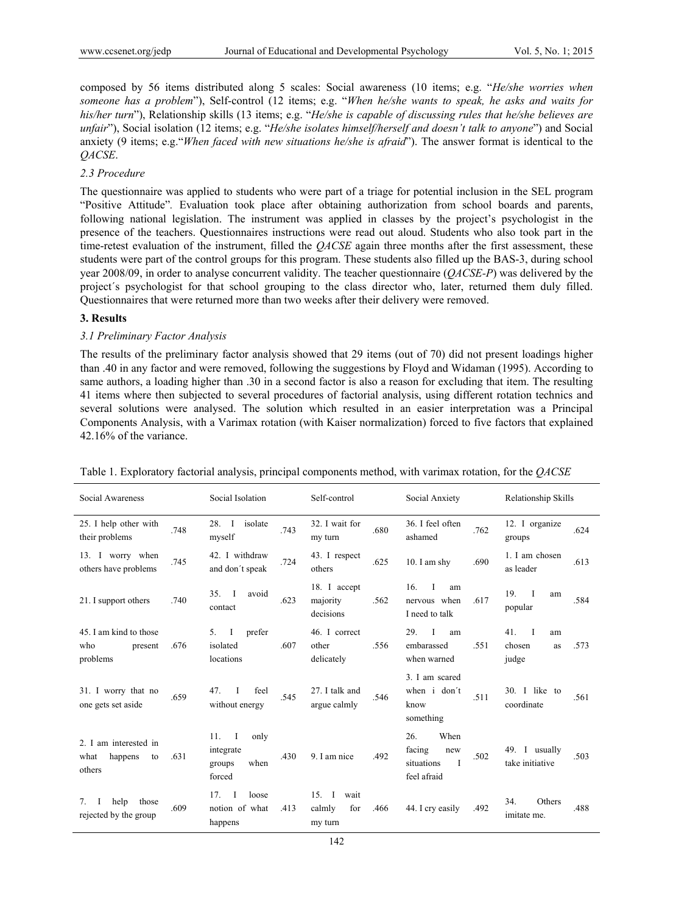composed by 56 items distributed along 5 scales: Social awareness (10 items; e.g. "*He/she worries when someone has a problem*"), Self-control (12 items; e.g. "*When he/she wants to speak, he asks and waits for his/her turn*"), Relationship skills (13 items; e.g. "*He/she is capable of discussing rules that he/she believes are unfair*"), Social isolation (12 items; e.g. "*He/she isolates himself/herself and doesn't talk to anyone*") and Social anxiety (9 items; e.g."*When faced with new situations he/she is afraid*"). The answer format is identical to the *QACSE*.

*2.3 Procedure*

The questionnaire was applied to students who were part of a triage for potential inclusion in the SEL program "Positive Attitude". Evaluation took place after obtaining authorization from school boards and parents, following national legislation. The instrument was applied in classes by the project's psychologist in the presence of the teachers. Questionnaires instructions were read out aloud. Students who also took part in the time-retest evaluation of the instrument, filled the *QACSE* again three months after the first assessment, these students were part of the control groups for this program. These students also filled up the BAS-3, during school year 2008/09, in order to analyse concurrent validity. The teacher questionnaire (*QACSE-P*) was delivered by the project´s psychologist for that school grouping to the class director who, later, returned them duly filled. Questionnaires that were returned more than two weeks after their delivery were removed.

## 3. Results

*3.1 Preliminary Factor Analysis*

The results of the preliminary factor analysis showed that 29 items (out of 70) did not present loadings higher than .40 in any factor and were removed, following the suggestions by Floyd and Widaman (1995). According to same authors, a loading higher than .30 in a second factor is also a reason for excluding that item. The resulting 41 items where then subjected to several procedures of factorial analysis, using different rotation technics and several solutions were analysed. The solution which resulted in an easier interpretation was a Principal Components Analysis, with a Varimax rotation (with Kaiser normalization) forced to five factors that explained 42.16% of the variance.

Table 1. Exploratory factorial analysis, principal components method, with varimax rotation, for the *QACSE*

| Social Awareness | | Social Isolation | | Self-control | | Social Anxiety | | Relationship Skills | |
|---|---|---|---|---|---|---|---|---|---|
| 25. I help other with their problems | .748 | 28. I isolate myself | .743 | 32. I wait for my turn | .680 | 36. I feel often ashamed | .762 | 12. I organize groups | .624 |
| 13. I worry when others have problems | .745 | 42. I withdraw and don´t speak | .724 | 43. I respect others | .625 | 10. I am shy | .690 | 1. I am chosen as leader | .613 |
| 21. I support others | .740 | 35. I avoid contact | .623 | 18. I accept majority decisions | .562 | 16. I am nervous when I need to talk | .617 | 19. I am popular | .584 |
| 45. I am kind to those who present problems | .676 | 5. I prefer isolated locations | .607 | 46. I correct other delicately | .556 | 29. I am embarassed when warned | .551 | 41. I am chosen as judge | .573 |
| 31. I worry that no one gets set aside | .659 | 47. I feel without energy | .545 | 27. I talk and argue calmly | .546 | 3. I am scared when i don´t know something | .511 | 30. I like to coordinate | .561 |
| 2. I am interested in what happens to others | .631 | 11. I only integrate groups when forced | .430 | 9. I am nice | .492 | 26. When facing new situations I feel afraid | .502 | 49. I usually take initiative | .503 |
| 7. I help those rejected by the group | .609 | 17. I loose notion of what happens | .413 | 15. I wait calmly for my turn | .466 | 44. I cry easily | .492 | 34. Others imitate me. | .488 |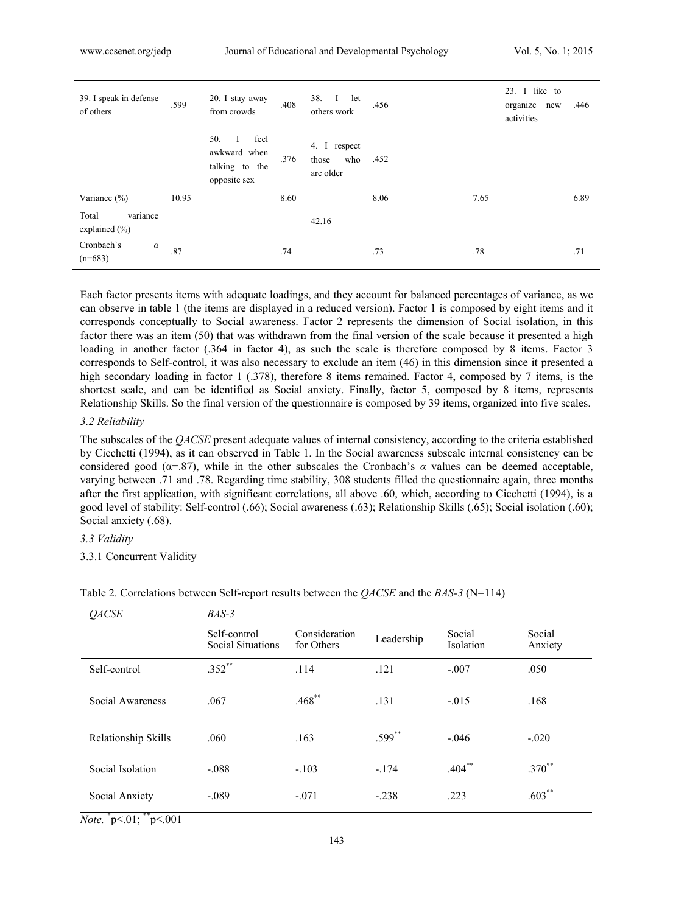| | | | | | | | | | |
|---|---|---|---|---|---|---|---|---|---|
| 39. I speak in defense of others | .599 | 20. I stay away from crowds | .408 | 38. I let others work | .456 | | | 23. I like to organize new activities | .446 |
| | | 50. I feel awkward when talking to the opposite sex | .376 | 4. I respect those who are older | .452 | | | | |
| Variance (%) | 10.95 | | 8.60 | | 8.06 | | 7.65 | | 6.89 |
| Total variance explained (%) | | | | 42.16 | | | | | |
| Cronbach`s $\alpha$ (n=683) | .87 | | .74 | | .73 | | .78 | | .71 |

Each factor presents items with adequate loadings, and they account for balanced percentages of variance, as we can observe in table 1 (the items are displayed in a reduced version). Factor 1 is composed by eight items and it corresponds conceptually to Social awareness. Factor 2 represents the dimension of Social isolation, in this factor there was an item (50) that was withdrawn from the final version of the scale because it presented a high loading in another factor (.364 in factor 4), as such the scale is therefore composed by 8 items. Factor 3 corresponds to Self-control, it was also necessary to exclude an item (46) in this dimension since it presented a high secondary loading in factor 1 (.378), therefore 8 items remained. Factor 4, composed by 7 items, is the shortest scale, and can be identified as Social anxiety. Finally, factor 5, composed by 8 items, represents Relationship Skills. So the final version of the questionnaire is composed by 39 items, organized into five scales.

*3.2 Reliability*

The subscales of the *QACSE* present adequate values of internal consistency, according to the criteria established by Cicchetti (1994), as it can observed in Table 1. In the Social awareness subscale internal consistency can be considered good ($\alpha$=.87), while in the other subscales the Cronbach's $\alpha$ values can be deemed acceptable, varying between .71 and .78. Regarding time stability, 308 students filled the questionnaire again, three months after the first application, with significant correlations, all above .60, which, according to Cicchetti (1994), is a good level of stability: Self-control (.66); Social awareness (.63); Relationship Skills (.65); Social isolation (.60); Social anxiety (.68).

*3.3 Validity*

3.3.1 Concurrent Validity

Table 2. Correlations between Self-report results between the *QACSE* and the *BAS-3* (N=114)

| *QACSE* | *BAS-3* | | | | |
|---|---|---|---|---|---|
| | Self-control Social Situations | Consideration for Others | Leadership | Social Isolation | Social Anxiety |
| Self-control | .352** | .114 | .121 | -.007 | .050 |
| Social Awareness | .067 | .468** | .131 | -.015 | .168 |
| Relationship Skills | .060 | .163 | .599** | -.046 | -.020 |
| Social Isolation | -.088 | -.103 | -.174 | .404** | .370** |
| Social Anxiety | -.089 | -.071 | -.238 | .223 | .603** |

*Note.* *p<.01; **p<.001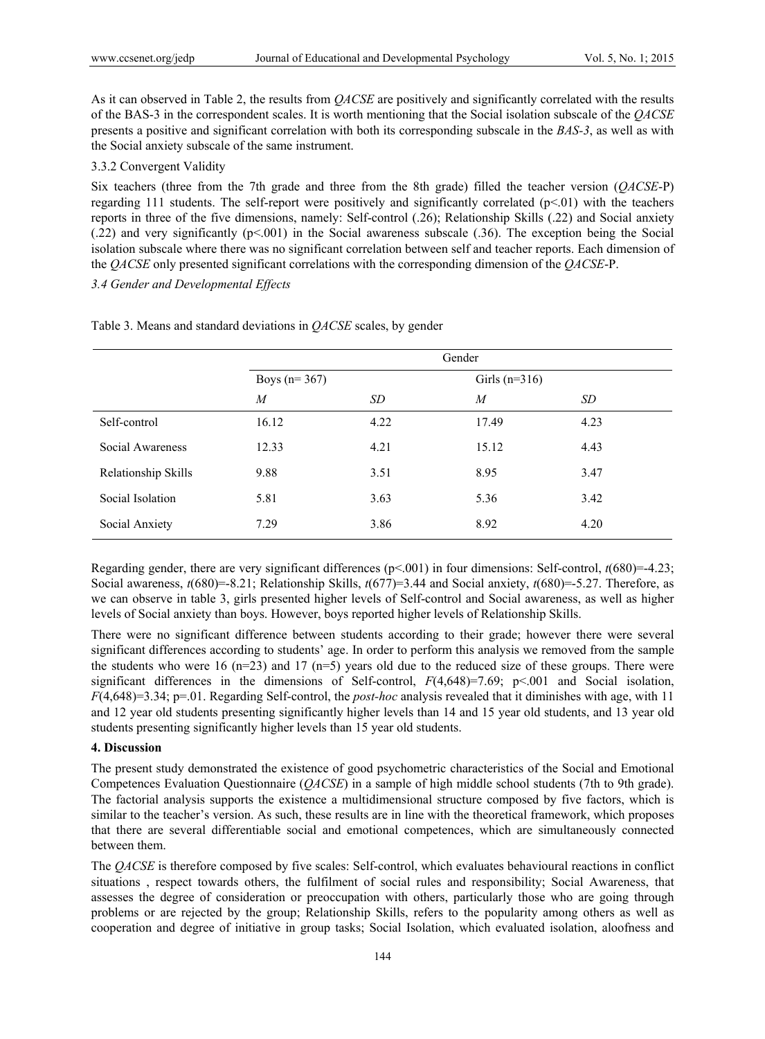As it can observed in Table 2, the results from *QACSE* are positively and significantly correlated with the results of the BAS-3 in the correspondent scales. It is worth mentioning that the Social isolation subscale of the *QACSE* presents a positive and significant correlation with both its corresponding subscale in the *BAS-3*, as well as with the Social anxiety subscale of the same instrument.

#### 3.3.2 Convergent Validity

Six teachers (three from the 7th grade and three from the 8th grade) filled the teacher version (*QACSE*-P) regarding 111 students. The self-report were positively and significantly correlated ($p<.01$) with the teachers reports in three of the five dimensions, namely: Self-control (.26); Relationship Skills (.22) and Social anxiety (.22) and very significantly ($p<.001$) in the Social awareness subscale (.36). The exception being the Social isolation subscale where there was no significant correlation between self and teacher reports. Each dimension of the *QACSE* only presented significant correlations with the corresponding dimension of the *QACSE*-P.

### *3.4 Gender and Developmental Effects*

Table 3. Means and standard deviations in *QACSE* scales, by gender

| | Gender | | | |
|---|---|---|---|---|
| | Boys (n= 367) | | Girls (n=316) | |
| | *M* | *SD* | *M* | *SD* |
| Self-control | 16.12 | 4.22 | 17.49 | 4.23 |
| Social Awareness | 12.33 | 4.21 | 15.12 | 4.43 |
| Relationship Skills | 9.88 | 3.51 | 8.95 | 3.47 |
| Social Isolation | 5.81 | 3.63 | 5.36 | 3.42 |
| Social Anxiety | 7.29 | 3.86 | 8.92 | 4.20 |

Regarding gender, there are very significant differences ($p<.001$) in four dimensions: Self-control, $t(680)=-4.23$; Social awareness, $t(680)=-8.21$; Relationship Skills, $t(677)=3.44$ and Social anxiety, $t(680)=-5.27$. Therefore, as we can observe in table 3, girls presented higher levels of Self-control and Social awareness, as well as higher levels of Social anxiety than boys. However, boys reported higher levels of Relationship Skills.

There were no significant difference between students according to their grade; however there were several significant differences according to students' age. In order to perform this analysis we removed from the sample the students who were 16 (n=23) and 17 (n=5) years old due to the reduced size of these groups. There were significant differences in the dimensions of Self-control, $F(4,648)=7.69$; $p<.001$ and Social isolation, $F(4,648)=3.34$; $p=.01$. Regarding Self-control, the *post-hoc* analysis revealed that it diminishes with age, with 11 and 12 year old students presenting significantly higher levels than 14 and 15 year old students, and 13 year old students presenting significantly higher levels than 15 year old students.

## 4. Discussion

The present study demonstrated the existence of good psychometric characteristics of the Social and Emotional Competences Evaluation Questionnaire (*QACSE*) in a sample of high middle school students (7th to 9th grade). The factorial analysis supports the existence a multidimensional structure composed by five factors, which is similar to the teacher's version. As such, these results are in line with the theoretical framework, which proposes that there are several differentiable social and emotional competences, which are simultaneously connected between them.

The *QACSE* is therefore composed by five scales: Self-control, which evaluates behavioural reactions in conflict situations , respect towards others, the fulfilment of social rules and responsibility; Social Awareness, that assesses the degree of consideration or preoccupation with others, particularly those who are going through problems or are rejected by the group; Relationship Skills, refers to the popularity among others as well as cooperation and degree of initiative in group tasks; Social Isolation, which evaluated isolation, aloofness and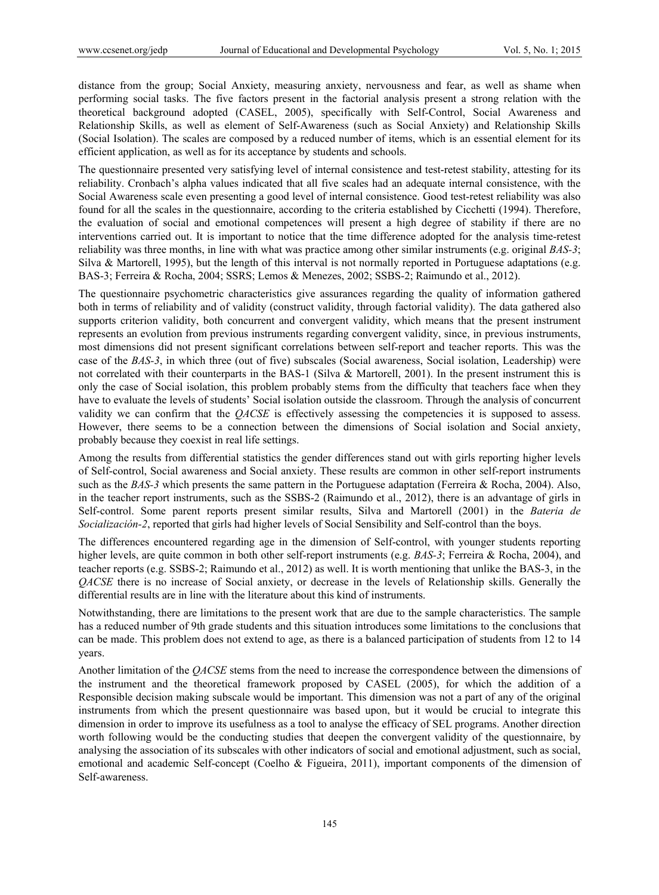distance from the group; Social Anxiety, measuring anxiety, nervousness and fear, as well as shame when performing social tasks. The five factors present in the factorial analysis present a strong relation with the theoretical background adopted (CASEL, 2005), specifically with Self-Control, Social Awareness and Relationship Skills, as well as element of Self-Awareness (such as Social Anxiety) and Relationship Skills (Social Isolation). The scales are composed by a reduced number of items, which is an essential element for its efficient application, as well as for its acceptance by students and schools.

The questionnaire presented very satisfying level of internal consistence and test-retest stability, attesting for its reliability. Cronbach's alpha values indicated that all five scales had an adequate internal consistence, with the Social Awareness scale even presenting a good level of internal consistence. Good test-retest reliability was also found for all the scales in the questionnaire, according to the criteria established by Cicchetti (1994). Therefore, the evaluation of social and emotional competences will present a high degree of stability if there are no interventions carried out. It is important to notice that the time difference adopted for the analysis time-retest reliability was three months, in line with what was practice among other similar instruments (e.g. original *BAS-3*; Silva & Martorell, 1995), but the length of this interval is not normally reported in Portuguese adaptations (e.g. BAS-3; Ferreira & Rocha, 2004; SSRS; Lemos & Menezes, 2002; SSBS-2; Raimundo et al., 2012).

The questionnaire psychometric characteristics give assurances regarding the quality of information gathered both in terms of reliability and of validity (construct validity, through factorial validity). The data gathered also supports criterion validity, both concurrent and convergent validity, which means that the present instrument represents an evolution from previous instruments regarding convergent validity, since, in previous instruments, most dimensions did not present significant correlations between self-report and teacher reports. This was the case of the *BAS-3*, in which three (out of five) subscales (Social awareness, Social isolation, Leadership) were not correlated with their counterparts in the BAS-1 (Silva & Martorell, 2001). In the present instrument this is only the case of Social isolation, this problem probably stems from the difficulty that teachers face when they have to evaluate the levels of students' Social isolation outside the classroom. Through the analysis of concurrent validity we can confirm that the *QACSE* is effectively assessing the competencies it is supposed to assess. However, there seems to be a connection between the dimensions of Social isolation and Social anxiety, probably because they coexist in real life settings.

Among the results from differential statistics the gender differences stand out with girls reporting higher levels of Self-control, Social awareness and Social anxiety. These results are common in other self-report instruments such as the *BAS-3* which presents the same pattern in the Portuguese adaptation (Ferreira & Rocha, 2004). Also, in the teacher report instruments, such as the SSBS-2 (Raimundo et al., 2012), there is an advantage of girls in Self-control. Some parent reports present similar results, Silva and Martorell (2001) in the *Bateria de Socialización-2*, reported that girls had higher levels of Social Sensibility and Self-control than the boys.

The differences encountered regarding age in the dimension of Self-control, with younger students reporting higher levels, are quite common in both other self-report instruments (e.g. *BAS-3*; Ferreira & Rocha, 2004), and teacher reports (e.g. SSBS-2; Raimundo et al., 2012) as well. It is worth mentioning that unlike the BAS-3, in the *QACSE* there is no increase of Social anxiety, or decrease in the levels of Relationship skills. Generally the differential results are in line with the literature about this kind of instruments.

Notwithstanding, there are limitations to the present work that are due to the sample characteristics. The sample has a reduced number of 9th grade students and this situation introduces some limitations to the conclusions that can be made. This problem does not extend to age, as there is a balanced participation of students from 12 to 14 years.

Another limitation of the *QACSE* stems from the need to increase the correspondence between the dimensions of the instrument and the theoretical framework proposed by CASEL (2005), for which the addition of a Responsible decision making subscale would be important. This dimension was not a part of any of the original instruments from which the present questionnaire was based upon, but it would be crucial to integrate this dimension in order to improve its usefulness as a tool to analyse the efficacy of SEL programs. Another direction worth following would be the conducting studies that deepen the convergent validity of the questionnaire, by analysing the association of its subscales with other indicators of social and emotional adjustment, such as social, emotional and academic Self-concept (Coelho & Figueira, 2011), important components of the dimension of Self-awareness.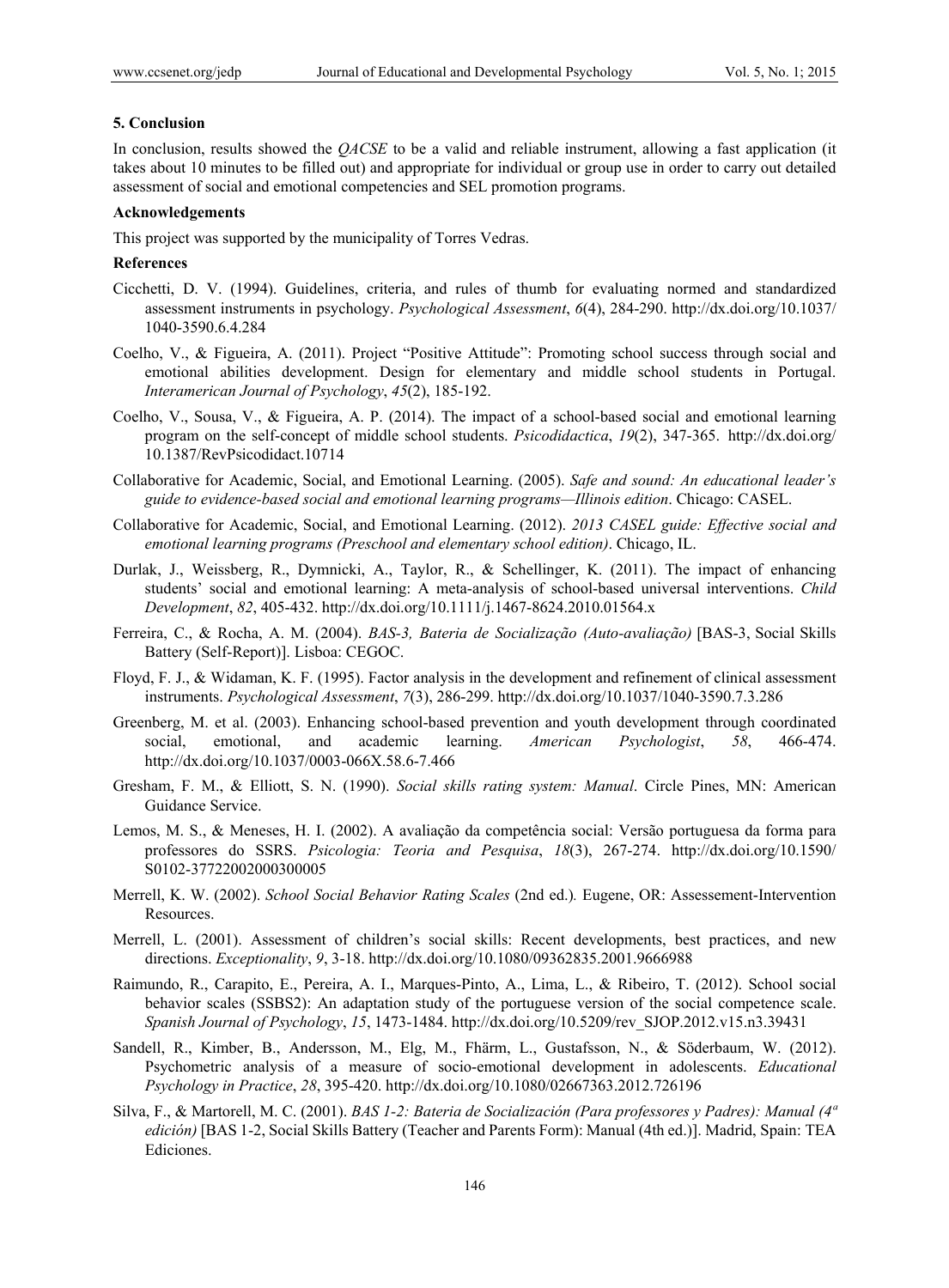### 5. Conclusion

In conclusion, results showed the *QACSE* to be a valid and reliable instrument, allowing a fast application (it takes about 10 minutes to be filled out) and appropriate for individual or group use in order to carry out detailed assessment of social and emotional competencies and SEL promotion programs.

### Acknowledgements

This project was supported by the municipality of Torres Vedras.

### References

Cicchetti, D. V. (1994). Guidelines, criteria, and rules of thumb for evaluating normed and standardized assessment instruments in psychology. *Psychological Assessment*, *6*(4), 284-290. http://dx.doi.org/10.1037/1040-3590.6.4.284

Coelho, V., & Figueira, A. (2011). Project "Positive Attitude": Promoting school success through social and emotional abilities development. Design for elementary and middle school students in Portugal. *Interamerican Journal of Psychology*, *45*(2), 185-192.

Coelho, V., Sousa, V., & Figueira, A. P. (2014). The impact of a school-based social and emotional learning program on the self-concept of middle school students. *Psicodidactica*, *19*(2), 347-365. http://dx.doi.org/10.1387/RevPsicodidact.10714

Collaborative for Academic, Social, and Emotional Learning. (2005). *Safe and sound: An educational leader's guide to evidence-based social and emotional learning programs—Illinois edition*. Chicago: CASEL.

Collaborative for Academic, Social, and Emotional Learning. (2012). *2013 CASEL guide: Effective social and emotional learning programs (Preschool and elementary school edition)*. Chicago, IL.

Durlak, J., Weissberg, R., Dymnicki, A., Taylor, R., & Schellinger, K. (2011). The impact of enhancing students' social and emotional learning: A meta-analysis of school-based universal interventions. *Child Development*, *82*, 405-432. http://dx.doi.org/10.1111/j.1467-8624.2010.01564.x

Ferreira, C., & Rocha, A. M. (2004). *BAS-3, Bateria de Socialização (Auto-avaliação)* [BAS-3, Social Skills Battery (Self-Report)]. Lisboa: CEGOC.

Floyd, F. J., & Widaman, K. F. (1995). Factor analysis in the development and refinement of clinical assessment instruments. *Psychological Assessment*, *7*(3), 286-299. http://dx.doi.org/10.1037/1040-3590.7.3.286

Greenberg, M. et al. (2003). Enhancing school-based prevention and youth development through coordinated social, emotional, and academic learning. *American Psychologist*, *58*, 466-474. http://dx.doi.org/10.1037/0003-066X.58.6-7.466

Gresham, F. M., & Elliott, S. N. (1990). *Social skills rating system: Manual*. Circle Pines, MN: American Guidance Service.

Lemos, M. S., & Meneses, H. I. (2002). A avaliação da competência social: Versão portuguesa da forma para professores do SSRS. *Psicologia: Teoria and Pesquisa*, *18*(3), 267-274. http://dx.doi.org/10.1590/S0102-37722002000300005

Merrell, K. W. (2002). *School Social Behavior Rating Scales* (2nd ed.)*.* Eugene, OR: Assessement-Intervention Resources.

Merrell, L. (2001). Assessment of children's social skills: Recent developments, best practices, and new directions. *Exceptionality*, *9*, 3-18. http://dx.doi.org/10.1080/09362835.2001.9666988

Raimundo, R., Carapito, E., Pereira, A. I., Marques-Pinto, A., Lima, L., & Ribeiro, T. (2012). School social behavior scales (SSBS2): An adaptation study of the portuguese version of the social competence scale. *Spanish Journal of Psychology*, *15*, 1473-1484. http://dx.doi.org/10.5209/rev_SJOP.2012.v15.n3.39431

Sandell, R., Kimber, B., Andersson, M., Elg, M., Fhärm, L., Gustafsson, N., & Söderbaum, W. (2012). Psychometric analysis of a measure of socio-emotional development in adolescents. *Educational Psychology in Practice*, *28*, 395-420. http://dx.doi.org/10.1080/02667363.2012.726196

Silva, F., & Martorell, M. C. (2001). *BAS 1-2: Bateria de Socialización (Para professores y Padres): Manual (4ª edición)* [BAS 1-2, Social Skills Battery (Teacher and Parents Form): Manual (4th ed.)]. Madrid, Spain: TEA Ediciones.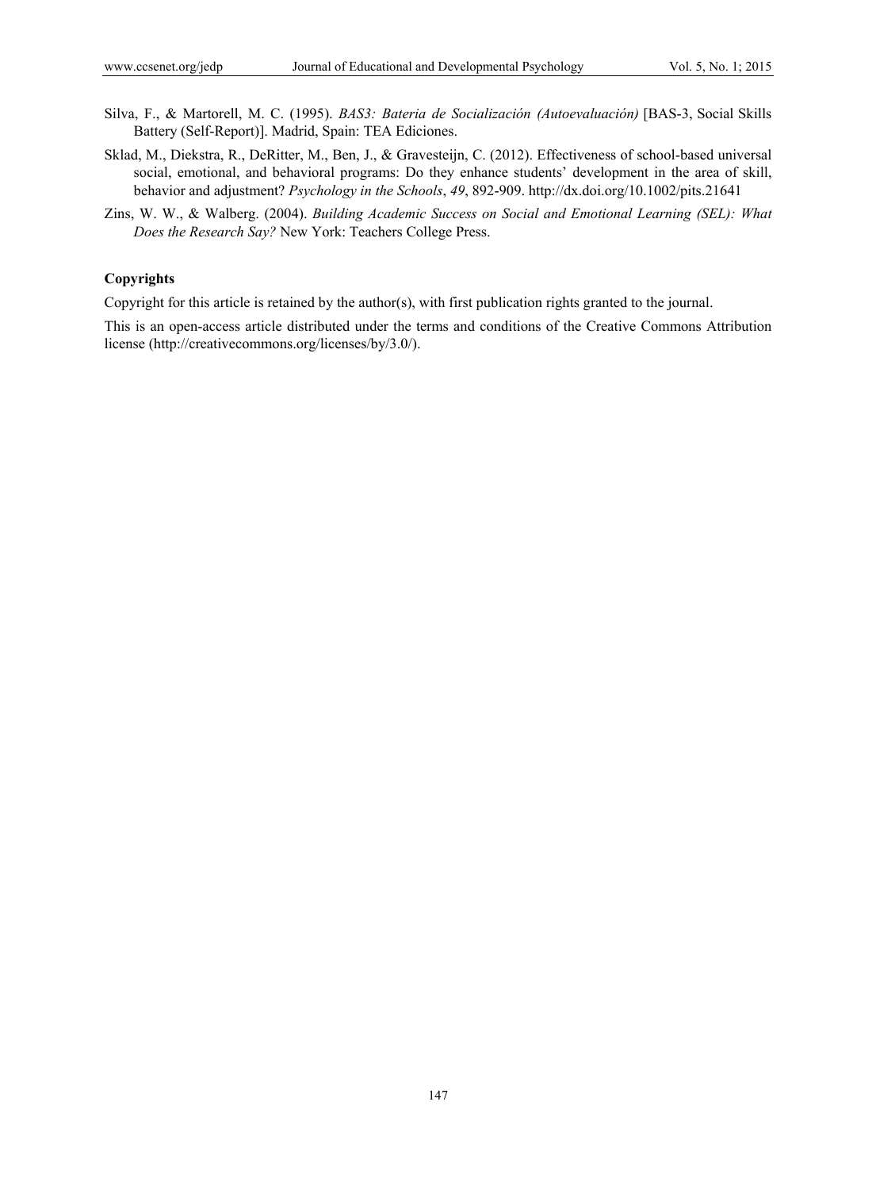Silva, F., & Martorell, M. C. (1995). *BAS3: Bateria de Socialización (Autoevaluación)* [BAS-3, Social Skills Battery (Self-Report)]. Madrid, Spain: TEA Ediciones.

Sklad, M., Diekstra, R., DeRitter, M., Ben, J., & Gravesteijn, C. (2012). Effectiveness of school-based universal social, emotional, and behavioral programs: Do they enhance students' development in the area of skill, behavior and adjustment? *Psychology in the Schools*, *49*, 892-909. http://dx.doi.org/10.1002/pits.21641

Zins, W. W., & Walberg. (2004). *Building Academic Success on Social and Emotional Learning (SEL): What Does the Research Say?* New York: Teachers College Press.

**Copyrights**

Copyright for this article is retained by the author(s), with first publication rights granted to the journal.

This is an open-access article distributed under the terms and conditions of the Creative Commons Attribution license (http://creativecommons.org/licenses/by/3.0/).